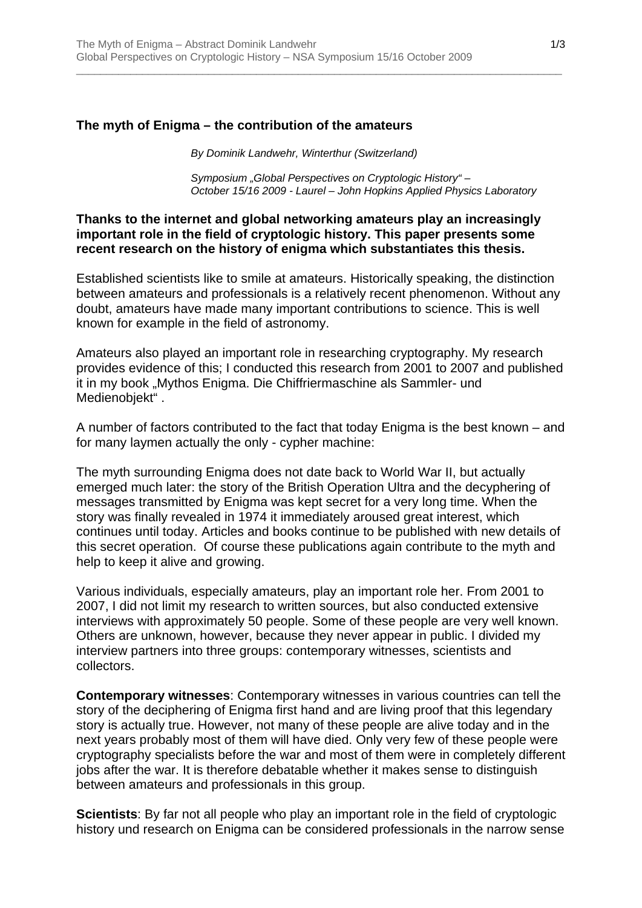## The myth of Enigma – the contribution of the amateurs

*By Dominik Landwehr, Winterthur (Switzerland)*

*Symposium „Global Perspectives on Cryptologic History" – October 15/16 2009 - Laurel – John Hopkins Applied Physics Laboratory*

**Thanks to the internet and global networking amateurs play an increasingly important role in the field of cryptologic history. This paper presents some recent research on the history of enigma which substantiates this thesis.**

Established scientists like to smile at amateurs. Historically speaking, the distinction between amateurs and professionals is a relatively recent phenomenon. Without any doubt, amateurs have made many important contributions to science. This is well known for example in the field of astronomy.

Amateurs also played an important role in researching cryptography. My research provides evidence of this; I conducted this research from 2001 to 2007 and published it in my book „Mythos Enigma. Die Chiffriermaschine als Sammler- und Medienobjekt" .

A number of factors contributed to the fact that today Enigma is the best known – and for many laymen actually the only - cypher machine:

The myth surrounding Enigma does not date back to World War II, but actually emerged much later: the story of the British Operation Ultra and the decyphering of messages transmitted by Enigma was kept secret for a very long time. When the story was finally revealed in 1974 it immediately aroused great interest, which continues until today. Articles and books continue to be published with new details of this secret operation. Of course these publications again contribute to the myth and help to keep it alive and growing.

Various individuals, especially amateurs, play an important role her. From 2001 to 2007, I did not limit my research to written sources, but also conducted extensive interviews with approximately 50 people. Some of these people are very well known. Others are unknown, however, because they never appear in public. I divided my interview partners into three groups: contemporary witnesses, scientists and collectors.

**Contemporary witnesses**: Contemporary witnesses in various countries can tell the story of the deciphering of Enigma first hand and are living proof that this legendary story is actually true. However, not many of these people are alive today and in the next years probably most of them will have died. Only very few of these people were cryptography specialists before the war and most of them were in completely different jobs after the war. It is therefore debatable whether it makes sense to distinguish between amateurs and professionals in this group.

**Scientists**: By far not all people who play an important role in the field of cryptologic history und research on Enigma can be considered professionals in the narrow sense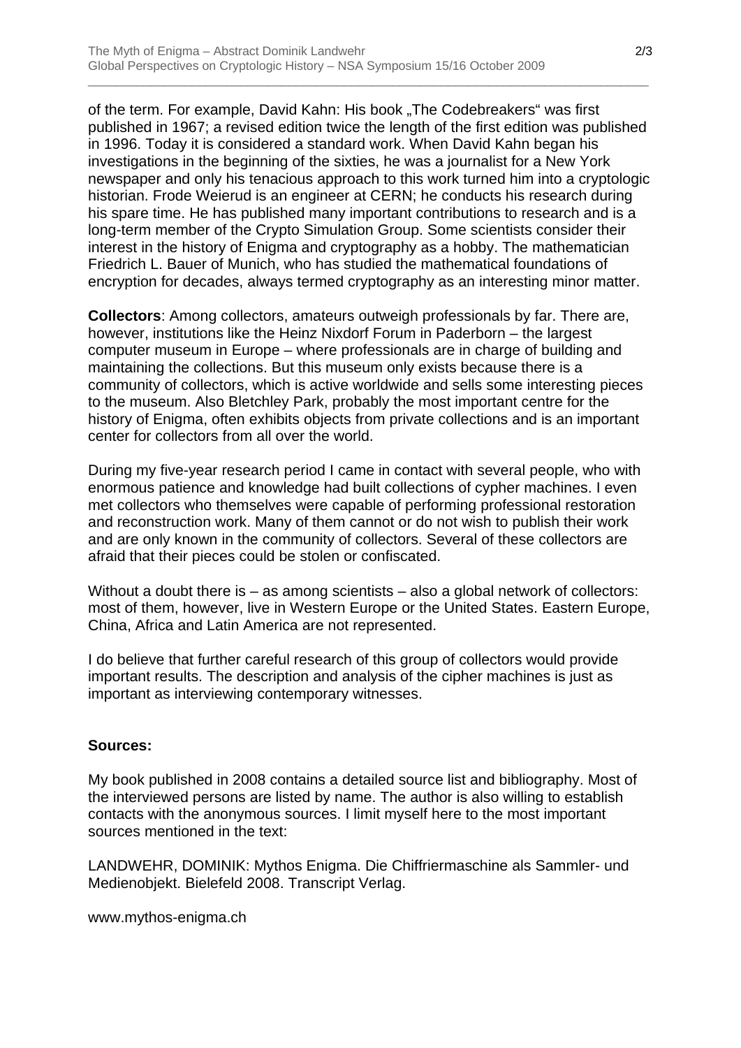of the term. For example, David Kahn: His book „The Codebreakers" was first published in 1967; a revised edition twice the length of the first edition was published in 1996. Today it is considered a standard work. When David Kahn began his investigations in the beginning of the sixties, he was a journalist for a New York newspaper and only his tenacious approach to this work turned him into a cryptologic historian. Frode Weierud is an engineer at CERN; he conducts his research during his spare time. He has published many important contributions to research and is a long-term member of the Crypto Simulation Group. Some scientists consider their interest in the history of Enigma and cryptography as a hobby. The mathematician Friedrich L. Bauer of Munich, who has studied the mathematical foundations of encryption for decades, always termed cryptography as an interesting minor matter.

**Collectors**: Among collectors, amateurs outweigh professionals by far. There are, however, institutions like the Heinz Nixdorf Forum in Paderborn – the largest computer museum in Europe – where professionals are in charge of building and maintaining the collections. But this museum only exists because there is a community of collectors, which is active worldwide and sells some interesting pieces to the museum. Also Bletchley Park, probably the most important centre for the history of Enigma, often exhibits objects from private collections and is an important center for collectors from all over the world.

During my five-year research period I came in contact with several people, who with enormous patience and knowledge had built collections of cypher machines. I even met collectors who themselves were capable of performing professional restoration and reconstruction work. Many of them cannot or do not wish to publish their work and are only known in the community of collectors. Several of these collectors are afraid that their pieces could be stolen or confiscated.

Without a doubt there is – as among scientists – also a global network of collectors: most of them, however, live in Western Europe or the United States. Eastern Europe, China, Africa and Latin America are not represented.

I do believe that further careful research of this group of collectors would provide important results. The description and analysis of the cipher machines is just as important as interviewing contemporary witnesses.

**Sources:**

My book published in 2008 contains a detailed source list and bibliography. Most of the interviewed persons are listed by name. The author is also willing to establish contacts with the anonymous sources. I limit myself here to the most important sources mentioned in the text:

LANDWEHR, DOMINIK: Mythos Enigma. Die Chiffriermaschine als Sammler- und Medienobjekt. Bielefeld 2008. Transcript Verlag.

www.mythos-enigma.ch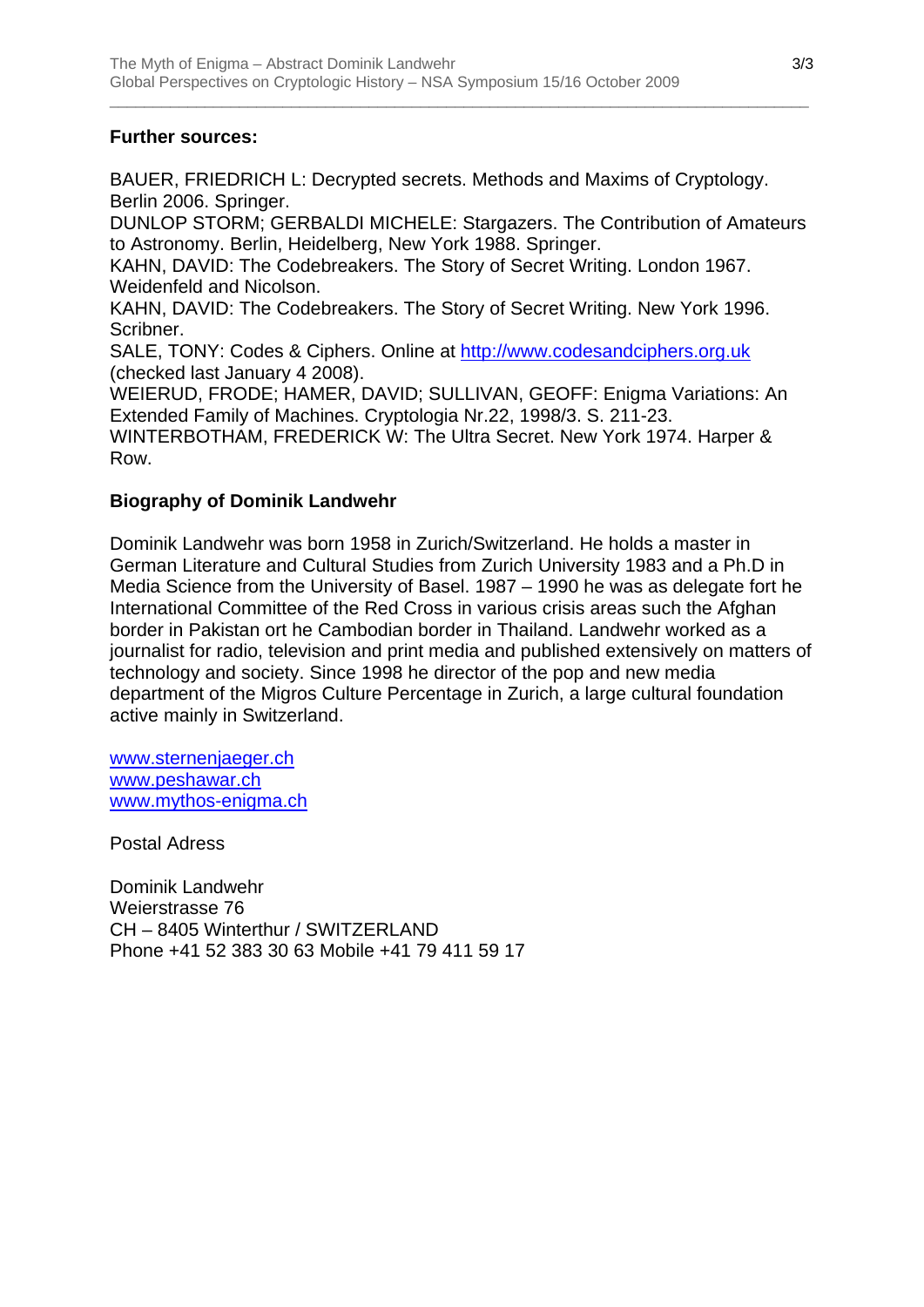**Further sources:**

BAUER, FRIEDRICH L: Decrypted secrets. Methods and Maxims of Cryptology. Berlin 2006. Springer.
DUNLOP STORM; GERBALDI MICHELE: Stargazers. The Contribution of Amateurs to Astronomy. Berlin, Heidelberg, New York 1988. Springer.
KAHN, DAVID: The Codebreakers. The Story of Secret Writing. London 1967. Weidenfeld and Nicolson.
KAHN, DAVID: The Codebreakers. The Story of Secret Writing. New York 1996. Scribner.
SALE, TONY: Codes & Ciphers. Online at http://www.codesandciphers.org.uk (checked last January 4 2008).
WEIERUD, FRODE; HAMER, DAVID; SULLIVAN, GEOFF: Enigma Variations: An Extended Family of Machines. Cryptologia Nr.22, 1998/3. S. 211-23.
WINTERBOTHAM, FREDERICK W: The Ultra Secret. New York 1974. Harper & Row.

**Biography of Dominik Landwehr**

Dominik Landwehr was born 1958 in Zurich/Switzerland. He holds a master in German Literature and Cultural Studies from Zurich University 1983 and a Ph.D in Media Science from the University of Basel. 1987 – 1990 he was as delegate fort he International Committee of the Red Cross in various crisis areas such the Afghan border in Pakistan ort he Cambodian border in Thailand. Landwehr worked as a journalist for radio, television and print media and published extensively on matters of technology and society. Since 1998 he director of the pop and new media department of the Migros Culture Percentage in Zurich, a large cultural foundation active mainly in Switzerland.

www.sternenjaeger.ch
www.peshawar.ch
www.mythos-enigma.ch

Postal Adress

Dominik Landwehr
Weierstrasse 76
CH – 8405 Winterthur / SWITZERLAND
Phone +41 52 383 30 63 Mobile +41 79 411 59 17